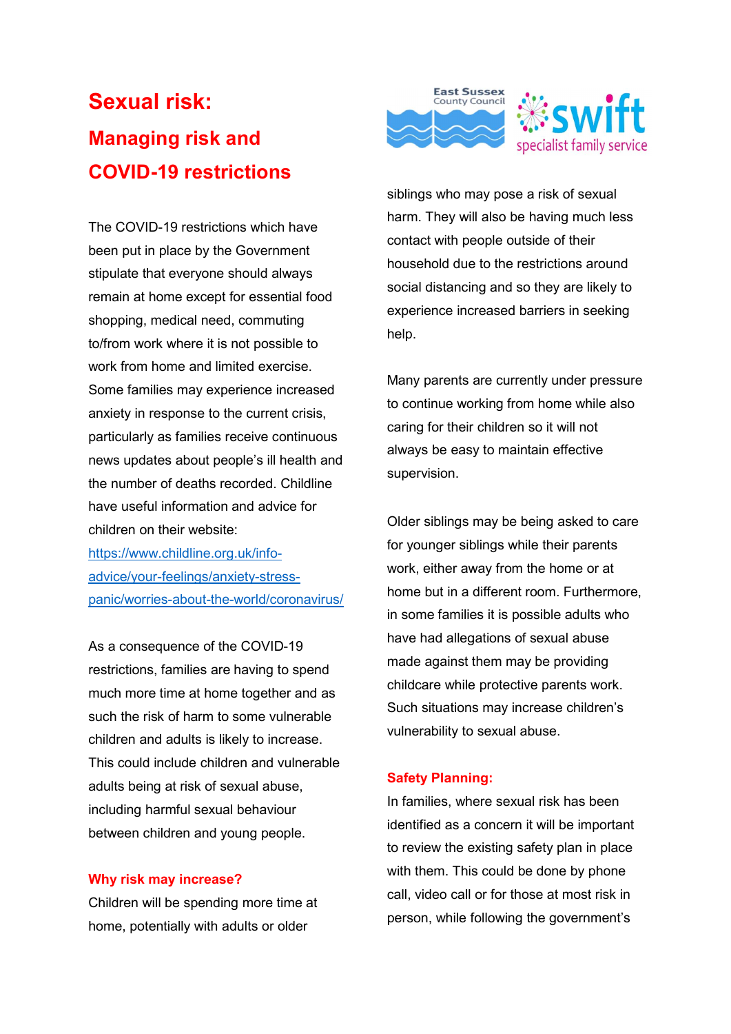# Sexual risk:

## Managing risk and COVID-19 restrictions

The COVID-19 restrictions which have been put in place by the Government stipulate that everyone should always remain at home except for essential food shopping, medical need, commuting to/from work where it is not possible to work from home and limited exercise. Some families may experience increased anxiety in response to the current crisis, particularly as families receive continuous news updates about people's ill health and the number of deaths recorded. Childline have useful information and advice for children on their website: [https://www.childline.org.uk/info-advice/your-feelings/anxiety-stress-panic/worries-about-the-world/coronavirus/](https://www.childline.org.uk/info-advice/your-feelings/anxiety-stress-panic/worries-about-the-world/coronavirus/)

As a consequence of the COVID-19 restrictions, families are having to spend much more time at home together and as such the risk of harm to some vulnerable children and adults is likely to increase. This could include children and vulnerable adults being at risk of sexual abuse, including harmful sexual behaviour between children and young people.

### Why risk may increase?

Children will be spending more time at home, potentially with adults or older siblings who may pose a risk of sexual harm. They will also be having much less contact with people outside of their household due to the restrictions around social distancing and so they are likely to experience increased barriers in seeking help.

Many parents are currently under pressure to continue working from home while also caring for their children so it will not always be easy to maintain effective supervision.

Older siblings may be being asked to care for younger siblings while their parents work, either away from the home or at home but in a different room. Furthermore, in some families it is possible adults who have had allegations of sexual abuse made against them may be providing childcare while protective parents work. Such situations may increase children's vulnerability to sexual abuse.

### Safety Planning:

In families, where sexual risk has been identified as a concern it will be important to review the existing safety plan in place with them. This could be done by phone call, video call or for those at most risk in person, while following the government's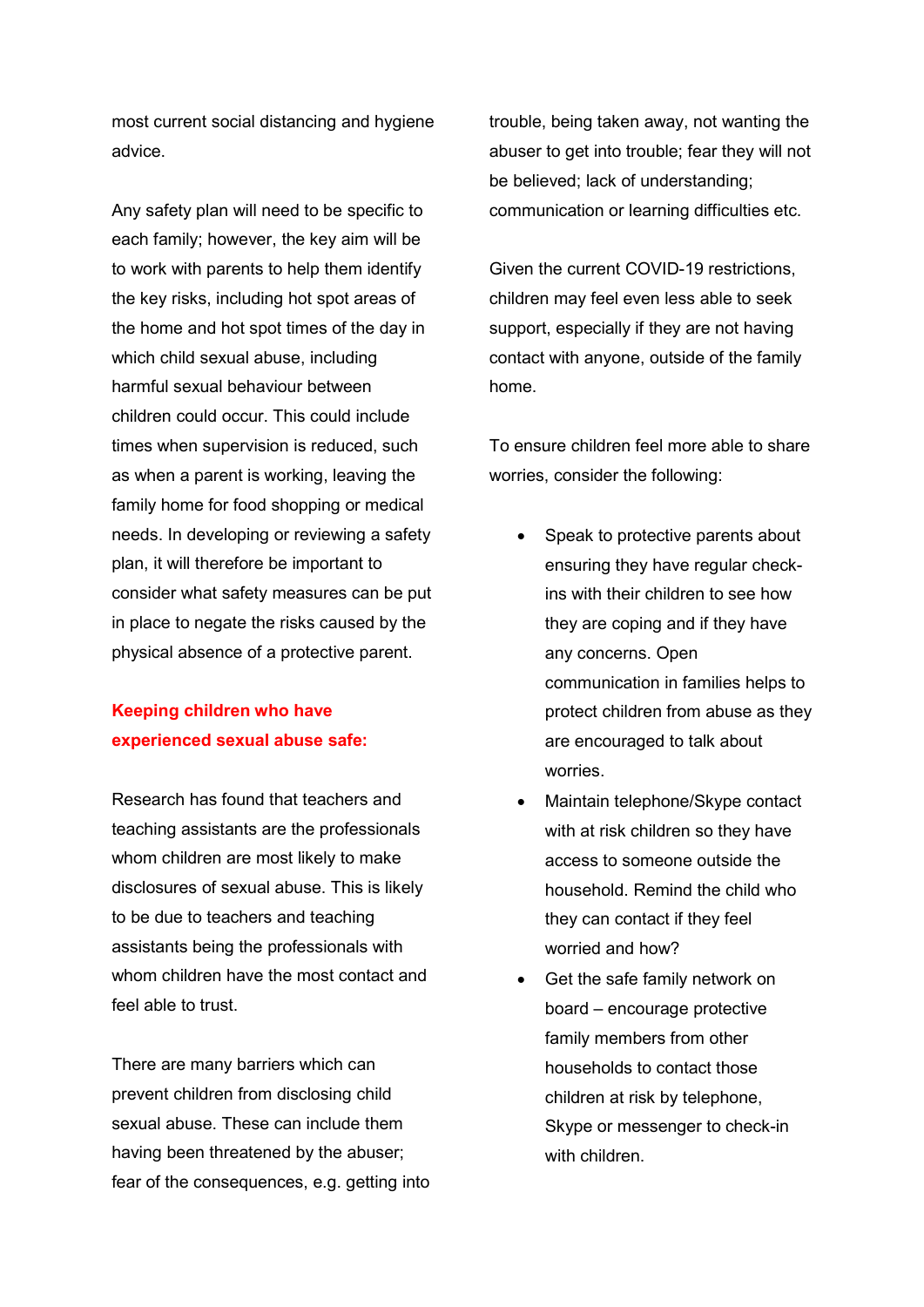most current social distancing and hygiene advice.

Any safety plan will need to be specific to each family; however, the key aim will be to work with parents to help them identify the key risks, including hot spot areas of the home and hot spot times of the day in which child sexual abuse, including harmful sexual behaviour between children could occur. This could include times when supervision is reduced, such as when a parent is working, leaving the family home for food shopping or medical needs. In developing or reviewing a safety plan, it will therefore be important to consider what safety measures can be put in place to negate the risks caused by the physical absence of a protective parent.

## Keeping children who have experienced sexual abuse safe:

Research has found that teachers and teaching assistants are the professionals whom children are most likely to make disclosures of sexual abuse. This is likely to be due to teachers and teaching assistants being the professionals with whom children have the most contact and feel able to trust.

There are many barriers which can prevent children from disclosing child sexual abuse. These can include them having been threatened by the abuser; fear of the consequences, e.g. getting into trouble, being taken away, not wanting the abuser to get into trouble; fear they will not be believed; lack of understanding; communication or learning difficulties etc.

Given the current COVID-19 restrictions, children may feel even less able to seek support, especially if they are not having contact with anyone, outside of the family home.

To ensure children feel more able to share worries, consider the following:

- Speak to protective parents about ensuring they have regular check-ins with their children to see how they are coping and if they have any concerns. Open communication in families helps to protect children from abuse as they are encouraged to talk about worries.
- Maintain telephone/Skype contact with at risk children so they have access to someone outside the household. Remind the child who they can contact if they feel worried and how?
- Get the safe family network on board – encourage protective family members from other households to contact those children at risk by telephone, Skype or messenger to check-in with children.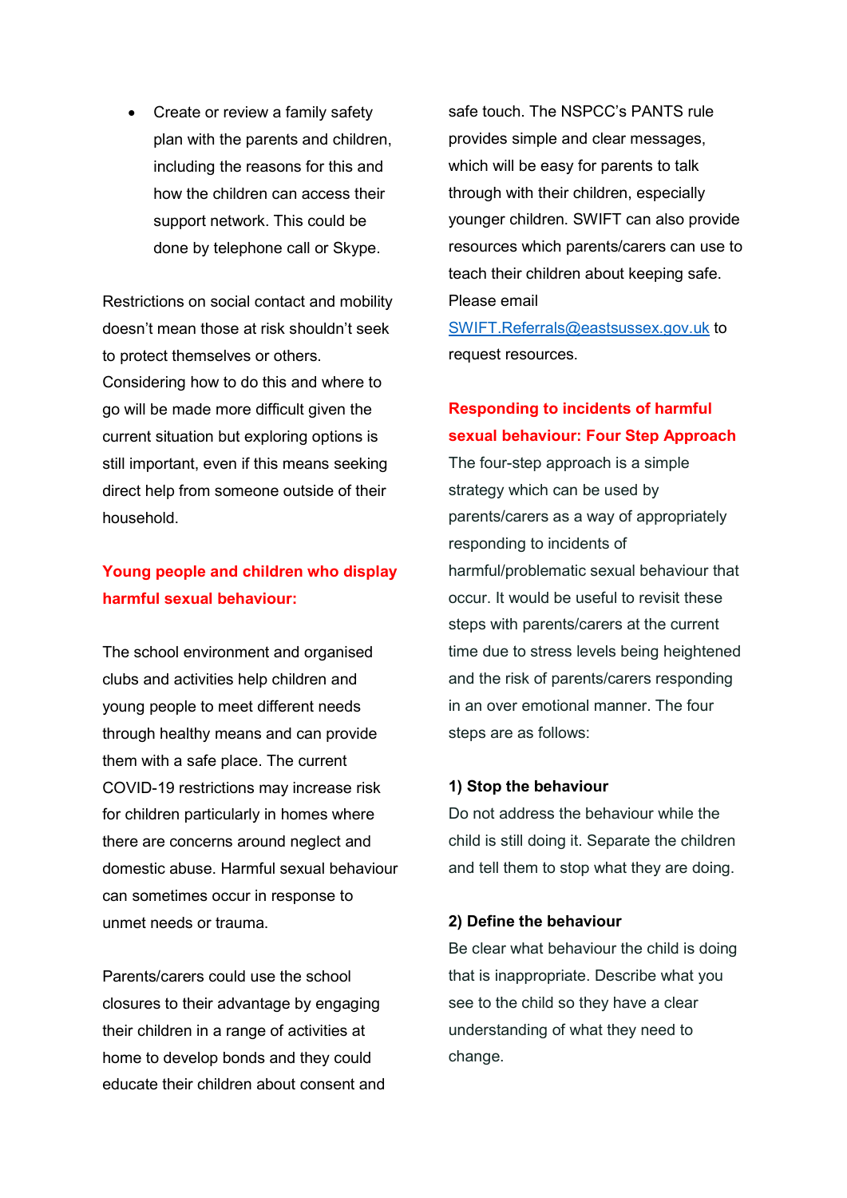- Create or review a family safety plan with the parents and children, including the reasons for this and how the children can access their support network. This could be done by telephone call or Skype.

Restrictions on social contact and mobility doesn't mean those at risk shouldn't seek to protect themselves or others. Considering how to do this and where to go will be made more difficult given the current situation but exploring options is still important, even if this means seeking direct help from someone outside of their household.

## Young people and children who display harmful sexual behaviour:

The school environment and organised clubs and activities help children and young people to meet different needs through healthy means and can provide them with a safe place. The current COVID-19 restrictions may increase risk for children particularly in homes where there are concerns around neglect and domestic abuse. Harmful sexual behaviour can sometimes occur in response to unmet needs or trauma.

Parents/carers could use the school closures to their advantage by engaging their children in a range of activities at home to develop bonds and they could educate their children about consent and safe touch. The NSPCC's PANTS rule provides simple and clear messages, which will be easy for parents to talk through with their children, especially younger children. SWIFT can also provide resources which parents/carers can use to teach their children about keeping safe. Please email [SWIFT.Referrals@eastsussex.gov.uk](mailto:SWIFT.Referrals@eastsussex.gov.uk) to request resources.

## Responding to incidents of harmful sexual behaviour: Four Step Approach

The four-step approach is a simple strategy which can be used by parents/carers as a way of appropriately responding to incidents of harmful/problematic sexual behaviour that occur. It would be useful to revisit these steps with parents/carers at the current time due to stress levels being heightened and the risk of parents/carers responding in an over emotional manner. The four steps are as follows:

**1) Stop the behaviour**

Do not address the behaviour while the child is still doing it. Separate the children and tell them to stop what they are doing.

**2) Define the behaviour**

Be clear what behaviour the child is doing that is inappropriate. Describe what you see to the child so they have a clear understanding of what they need to change.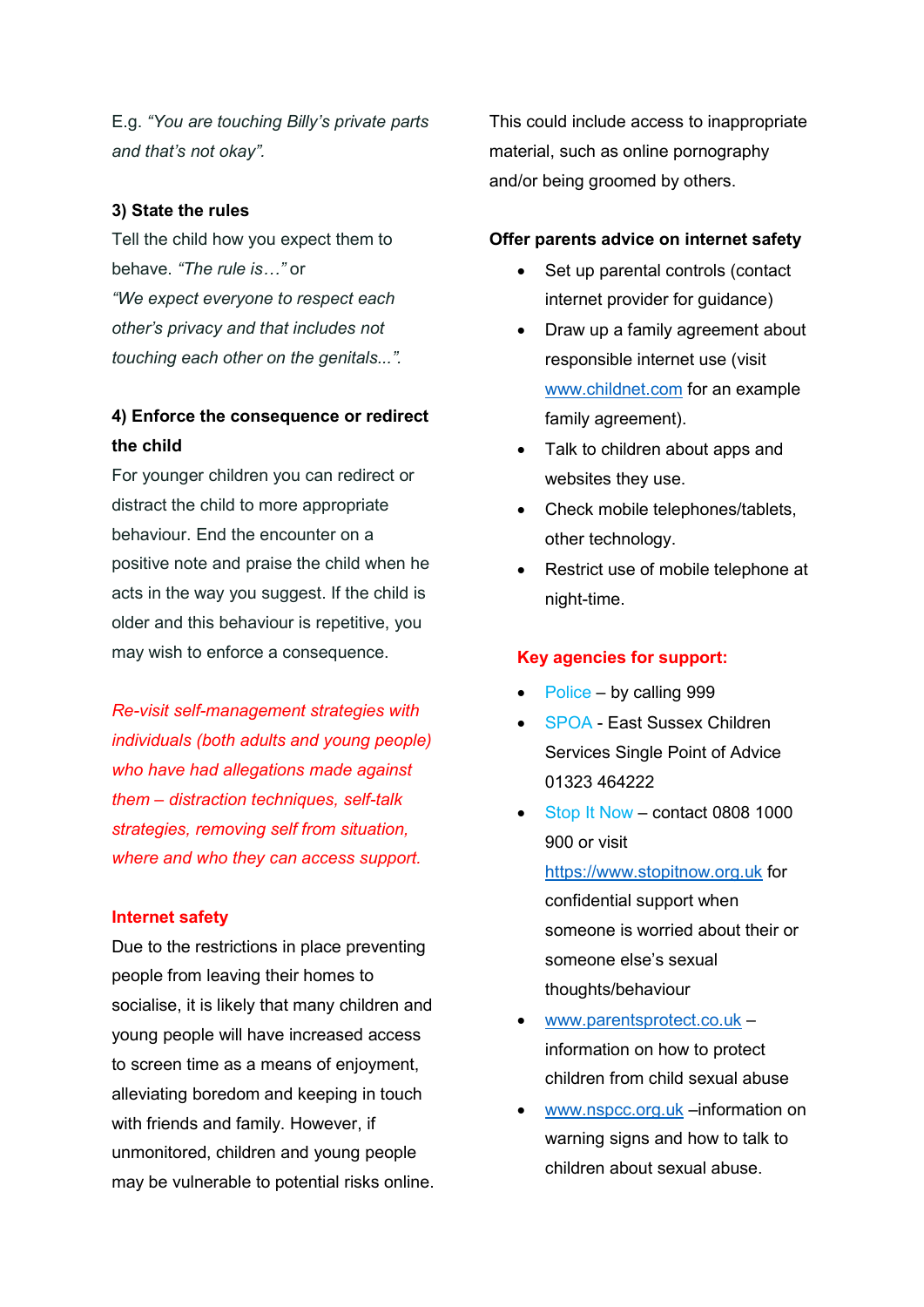E.g. *"You are touching Billy's private parts and that's not okay".*

**3) State the rules**

Tell the child how you expect them to behave. *"The rule is…"* or *"We expect everyone to respect each other's privacy and that includes not touching each other on the genitals...".*

**4) Enforce the consequence or redirect the child**

For younger children you can redirect or distract the child to more appropriate behaviour. End the encounter on a positive note and praise the child when he acts in the way you suggest. If the child is older and this behaviour is repetitive, you may wish to enforce a consequence.

*Re-visit self-management strategies with individuals (both adults and young people) who have had allegations made against them – distraction techniques, self-talk strategies, removing self from situation, where and who they can access support.*

## Internet safety

Due to the restrictions in place preventing people from leaving their homes to socialise, it is likely that many children and young people will have increased access to screen time as a means of enjoyment, alleviating boredom and keeping in touch with friends and family. However, if unmonitored, children and young people may be vulnerable to potential risks online. This could include access to inappropriate material, such as online pornography and/or being groomed by others.

**Offer parents advice on internet safety**

- Set up parental controls (contact internet provider for guidance)
- Draw up a family agreement about responsible internet use (visit www.childnet.com for an example family agreement).
- Talk to children about apps and websites they use.
- Check mobile telephones/tablets, other technology.
- Restrict use of mobile telephone at night-time.

## Key agencies for support:

- Police – by calling 999
- SPOA - East Sussex Children Services Single Point of Advice 01323 464222
- Stop It Now – contact 0808 1000 900 or visit https://www.stopitnow.org.uk for confidential support when someone is worried about their or someone else's sexual thoughts/behaviour
- www.parentsprotect.co.uk – information on how to protect children from child sexual abuse
- www.nspcc.org.uk –information on warning signs and how to talk to children about sexual abuse.